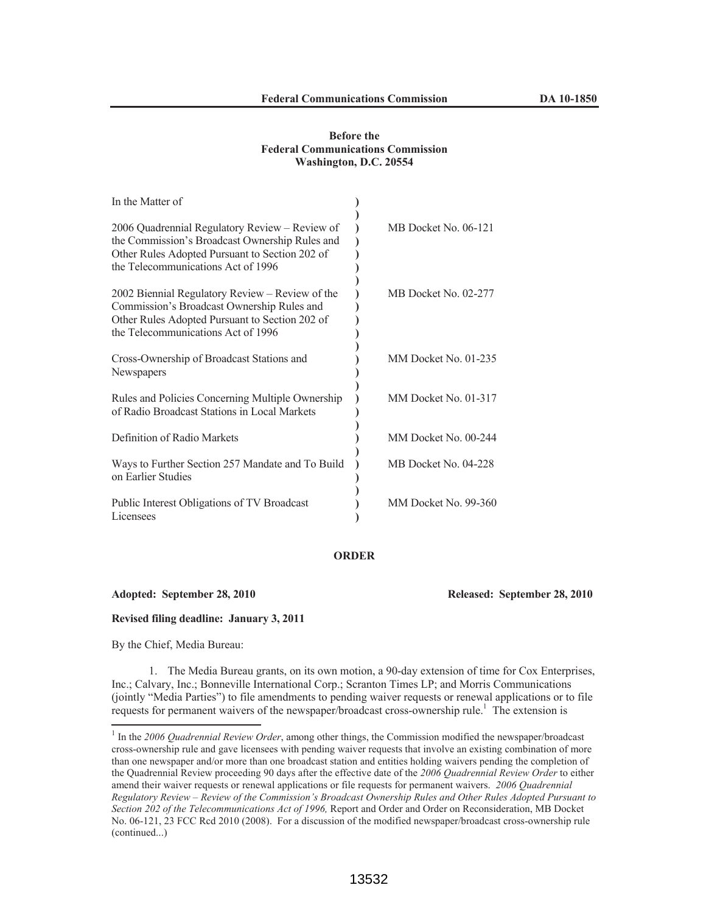**Before the**
**Federal Communications Commission**
**Washington, D.C. 20554**

| In the Matter of | |
|---|---|
| 2006 Quadrennial Regulatory Review – Review of the Commission's Broadcast Ownership Rules and Other Rules Adopted Pursuant to Section 202 of the Telecommunications Act of 1996 | MB Docket No. 06-121 |
| 2002 Biennial Regulatory Review – Review of the Commission's Broadcast Ownership Rules and Other Rules Adopted Pursuant to Section 202 of the Telecommunications Act of 1996 | MB Docket No. 02-277 |
| Cross-Ownership of Broadcast Stations and Newspapers | MM Docket No. 01-235 |
| Rules and Policies Concerning Multiple Ownership of Radio Broadcast Stations in Local Markets | MM Docket No. 01-317 |
| Definition of Radio Markets | MM Docket No. 00-244 |
| Ways to Further Section 257 Mandate and To Build on Earlier Studies | MB Docket No. 04-228 |
| Public Interest Obligations of TV Broadcast Licensees | MM Docket No. 99-360 |

**ORDER**

**Adopted: September 28, 2010** **Released: September 28, 2010**

**Revised filing deadline: January 3, 2011**

By the Chief, Media Bureau:

1. The Media Bureau grants, on its own motion, a 90-day extension of time for Cox Enterprises, Inc.; Calvary, Inc.; Bonneville International Corp.; Scranton Times LP; and Morris Communications (jointly "Media Parties") to file amendments to pending waiver requests or renewal applications or to file requests for permanent waivers of the newspaper/broadcast cross-ownership rule.[1] The extension is

[1] In the *2006 Quadrennial Review Order*, among other things, the Commission modified the newspaper/broadcast cross-ownership rule and gave licensees with pending waiver requests that involve an existing combination of more than one newspaper and/or more than one broadcast station and entities holding waivers pending the completion of the Quadrennial Review proceeding 90 days after the effective date of the *2006 Quadrennial Review Order* to either amend their waiver requests or renewal applications or file requests for permanent waivers. *2006 Quadrennial Regulatory Review – Review of the Commission's Broadcast Ownership Rules and Other Rules Adopted Pursuant to Section 202 of the Telecommunications Act of 1996,* Report and Order and Order on Reconsideration, MB Docket No. 06-121, 23 FCC Rcd 2010 (2008). For a discussion of the modified newspaper/broadcast cross-ownership rule (continued...)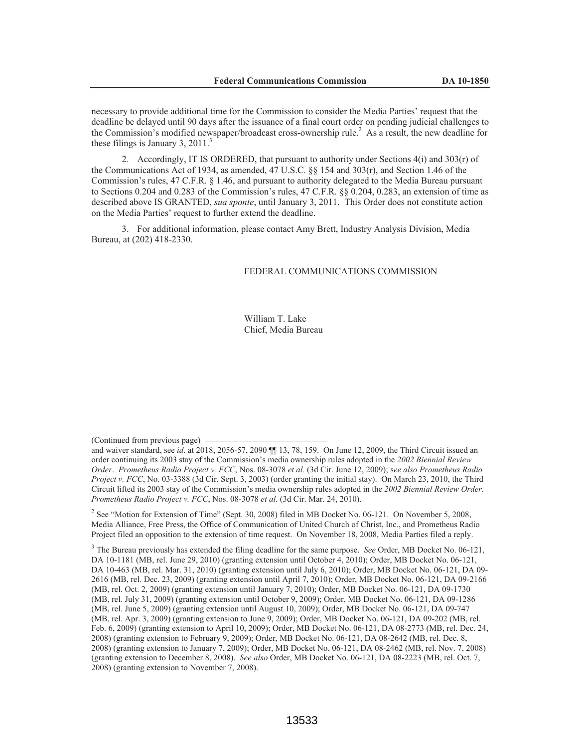necessary to provide additional time for the Commission to consider the Media Parties' request that the deadline be delayed until 90 days after the issuance of a final court order on pending judicial challenges to the Commission's modified newspaper/broadcast cross-ownership rule.[2] As a result, the new deadline for these filings is January 3, 2011.[3]

2. Accordingly, IT IS ORDERED, that pursuant to authority under Sections 4(i) and 303(r) of the Communications Act of 1934, as amended, 47 U.S.C. §§ 154 and 303(r), and Section 1.46 of the Commission's rules, 47 C.F.R. § 1.46, and pursuant to authority delegated to the Media Bureau pursuant to Sections 0.204 and 0.283 of the Commission's rules, 47 C.F.R. §§ 0.204, 0.283, an extension of time as described above IS GRANTED, *sua sponte*, until January 3, 2011. This Order does not constitute action on the Media Parties' request to further extend the deadline.

3. For additional information, please contact Amy Brett, Industry Analysis Division, Media Bureau, at (202) 418-2330.

FEDERAL COMMUNICATIONS COMMISSION

William T. Lake
Chief, Media Bureau

(Continued from previous page)

and waiver standard, see *id*. at 2018, 2056-57, 2090 ¶¶ 13, 78, 159. On June 12, 2009, the Third Circuit issued an order continuing its 2003 stay of the Commission's media ownership rules adopted in the *2002 Biennial Review Order*. *Prometheus Radio Project v. FCC*, Nos. 08-3078 *et al.* (3d Cir. June 12, 2009); s*ee also Prometheus Radio Project v. FCC*, No. 03-3388 (3d Cir. Sept. 3, 2003) (order granting the initial stay). On March 23, 2010, the Third Circuit lifted its 2003 stay of the Commission's media ownership rules adopted in the *2002 Biennial Review Order*. *Prometheus Radio Project v. FCC*, Nos. 08-3078 *et al.* (3d Cir. Mar. 24, 2010).

[2] See "Motion for Extension of Time" (Sept. 30, 2008) filed in MB Docket No. 06-121. On November 5, 2008, Media Alliance, Free Press, the Office of Communication of United Church of Christ, Inc., and Prometheus Radio Project filed an opposition to the extension of time request. On November 18, 2008, Media Parties filed a reply.

[3] The Bureau previously has extended the filing deadline for the same purpose. *See* Order, MB Docket No. 06-121, DA 10-1181 (MB, rel. June 29, 2010) (granting extension until October 4, 2010); Order, MB Docket No. 06-121, DA 10-463 (MB, rel. Mar. 31, 2010) (granting extension until July 6, 2010); Order, MB Docket No. 06-121, DA 09-2616 (MB, rel. Dec. 23, 2009) (granting extension until April 7, 2010); Order, MB Docket No. 06-121, DA 09-2166 (MB, rel. Oct. 2, 2009) (granting extension until January 7, 2010); Order, MB Docket No. 06-121, DA 09-1730 (MB, rel. July 31, 2009) (granting extension until October 9, 2009); Order, MB Docket No. 06-121, DA 09-1286 (MB, rel. June 5, 2009) (granting extension until August 10, 2009); Order, MB Docket No. 06-121, DA 09-747 (MB, rel. Apr. 3, 2009) (granting extension to June 9, 2009); Order, MB Docket No. 06-121, DA 09-202 (MB, rel. Feb. 6, 2009) (granting extension to April 10, 2009); Order, MB Docket No. 06-121, DA 08-2773 (MB, rel. Dec. 24, 2008) (granting extension to February 9, 2009); Order, MB Docket No. 06-121, DA 08-2642 (MB, rel. Dec. 8, 2008) (granting extension to January 7, 2009); Order, MB Docket No. 06-121, DA 08-2462 (MB, rel. Nov. 7, 2008) (granting extension to December 8, 2008). *See also* Order, MB Docket No. 06-121, DA 08-2223 (MB, rel. Oct. 7, 2008) (granting extension to November 7, 2008).